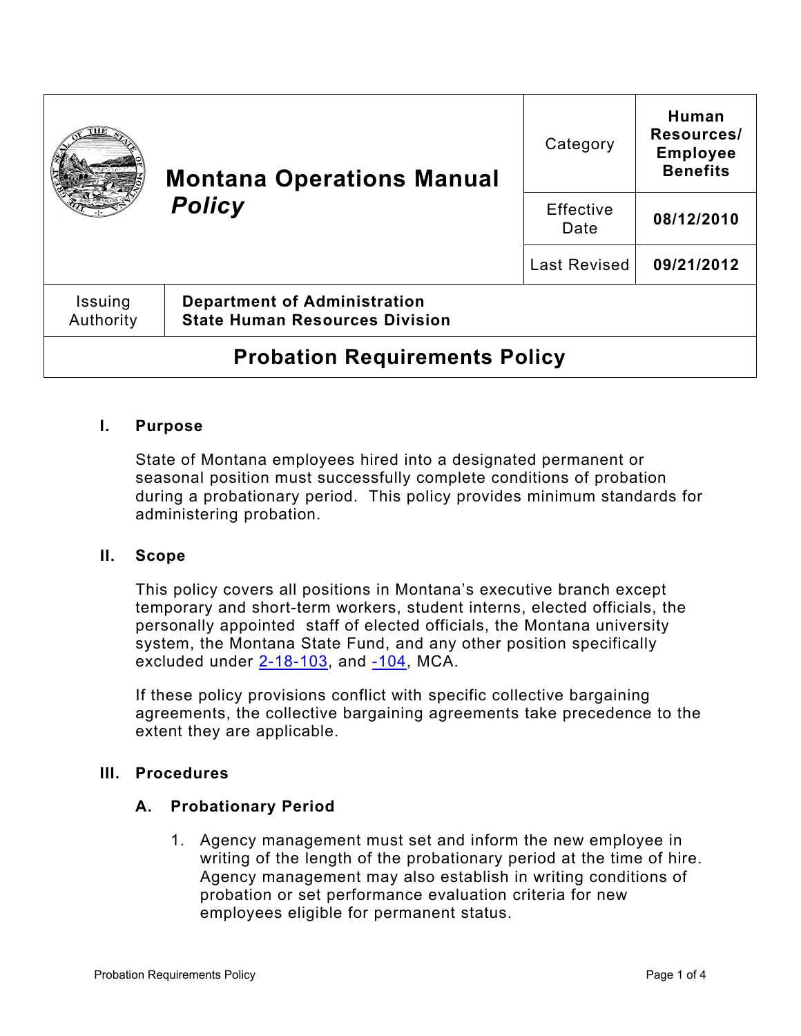| Montana Operations Manual *Policy* | Category | Human Resources/ Employee Benefits |
|---|---|---|
| | Effective Date | 08/12/2010 |
| | Last Revised | 09/21/2012 |

| Issuing Authority | Department of Administration State Human Resources Division |
|---|---|

# Probation Requirements Policy

## I. Purpose

State of Montana employees hired into a designated permanent or seasonal position must successfully complete conditions of probation during a probationary period. This policy provides minimum standards for administering probation.

## II. Scope

This policy covers all positions in Montana's executive branch except temporary and short-term workers, student interns, elected officials, the personally appointed staff of elected officials, the Montana university system, the Montana State Fund, and any other position specifically excluded under 2-18-103, and -104, MCA.

If these policy provisions conflict with specific collective bargaining agreements, the collective bargaining agreements take precedence to the extent they are applicable.

## III. Procedures

### A. Probationary Period

1. Agency management must set and inform the new employee in writing of the length of the probationary period at the time of hire. Agency management may also establish in writing conditions of probation or set performance evaluation criteria for new employees eligible for permanent status.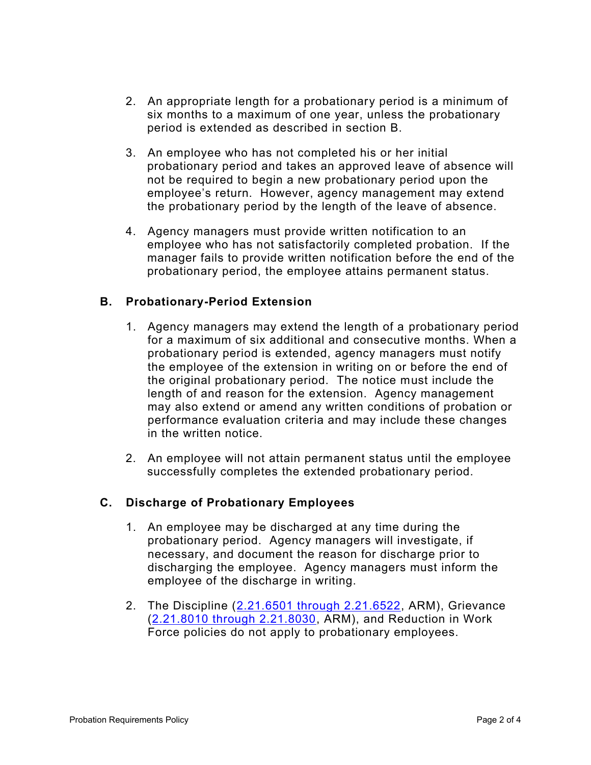2. An appropriate length for a probationary period is a minimum of six months to a maximum of one year, unless the probationary period is extended as described in section B.

3. An employee who has not completed his or her initial probationary period and takes an approved leave of absence will not be required to begin a new probationary period upon the employee's return. However, agency management may extend the probationary period by the length of the leave of absence.

4. Agency managers must provide written notification to an employee who has not satisfactorily completed probation. If the manager fails to provide written notification before the end of the probationary period, the employee attains permanent status.

## B. Probationary-Period Extension

1. Agency managers may extend the length of a probationary period for a maximum of six additional and consecutive months. When a probationary period is extended, agency managers must notify the employee of the extension in writing on or before the end of the original probationary period. The notice must include the length of and reason for the extension. Agency management may also extend or amend any written conditions of probation or performance evaluation criteria and may include these changes in the written notice.

2. An employee will not attain permanent status until the employee successfully completes the extended probationary period.

## C. Discharge of Probationary Employees

1. An employee may be discharged at any time during the probationary period. Agency managers will investigate, if necessary, and document the reason for discharge prior to discharging the employee. Agency managers must inform the employee of the discharge in writing.

2. The Discipline (2.21.6501 through 2.21.6522, ARM), Grievance (2.21.8010 through 2.21.8030, ARM), and Reduction in Work Force policies do not apply to probationary employees.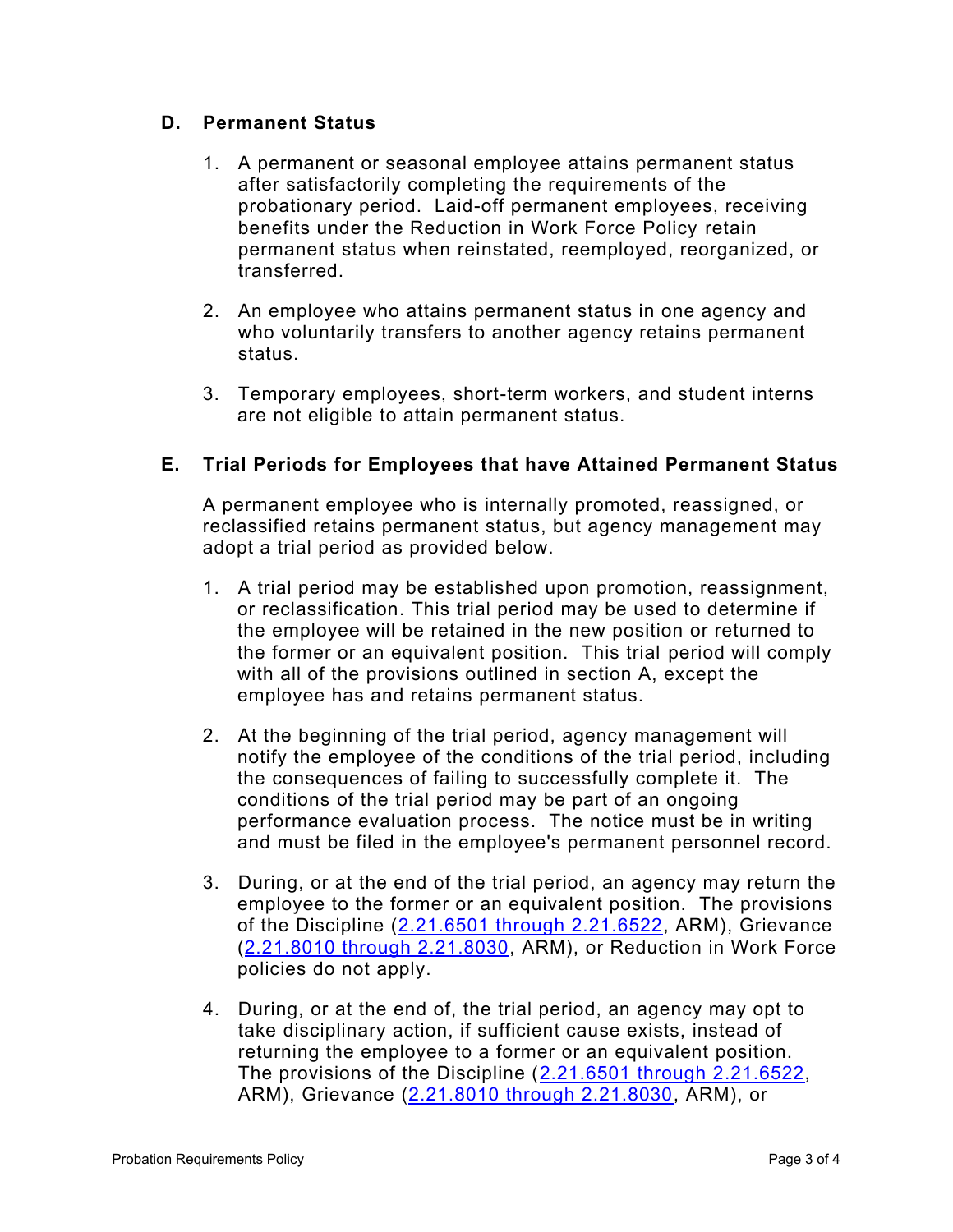## D. Permanent Status

1. A permanent or seasonal employee attains permanent status after satisfactorily completing the requirements of the probationary period. Laid-off permanent employees, receiving benefits under the Reduction in Work Force Policy retain permanent status when reinstated, reemployed, reorganized, or transferred.

2. An employee who attains permanent status in one agency and who voluntarily transfers to another agency retains permanent status.

3. Temporary employees, short-term workers, and student interns are not eligible to attain permanent status.

## E. Trial Periods for Employees that have Attained Permanent Status

A permanent employee who is internally promoted, reassigned, or reclassified retains permanent status, but agency management may adopt a trial period as provided below.

1. A trial period may be established upon promotion, reassignment, or reclassification. This trial period may be used to determine if the employee will be retained in the new position or returned to the former or an equivalent position. This trial period will comply with all of the provisions outlined in section A, except the employee has and retains permanent status.

2. At the beginning of the trial period, agency management will notify the employee of the conditions of the trial period, including the consequences of failing to successfully complete it. The conditions of the trial period may be part of an ongoing performance evaluation process. The notice must be in writing and must be filed in the employee's permanent personnel record.

3. During, or at the end of the trial period, an agency may return the employee to the former or an equivalent position. The provisions of the Discipline (2.21.6501 through 2.21.6522, ARM), Grievance (2.21.8010 through 2.21.8030, ARM), or Reduction in Work Force policies do not apply.

4. During, or at the end of, the trial period, an agency may opt to take disciplinary action, if sufficient cause exists, instead of returning the employee to a former or an equivalent position. The provisions of the Discipline (2.21.6501 through 2.21.6522, ARM), Grievance (2.21.8010 through 2.21.8030, ARM), or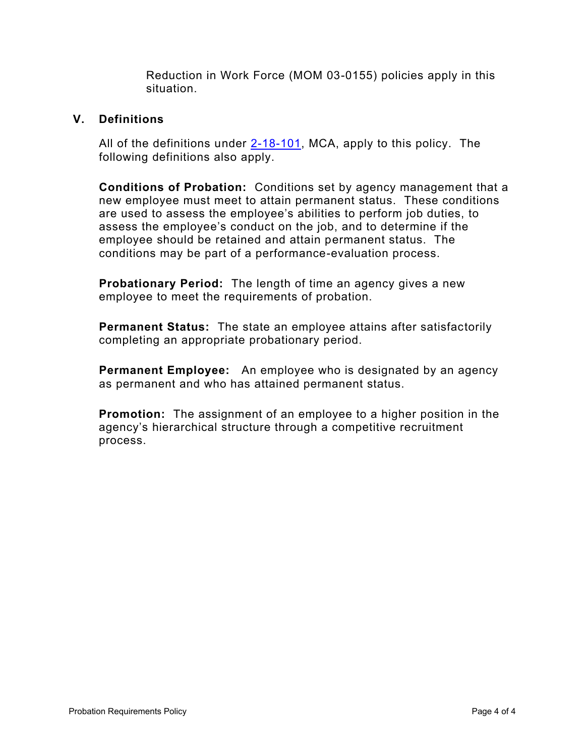Reduction in Work Force (MOM 03-0155) policies apply in this situation.

## V. Definitions

All of the definitions under [2-18-101](), MCA, apply to this policy. The following definitions also apply.

**Conditions of Probation:** Conditions set by agency management that a new employee must meet to attain permanent status. These conditions are used to assess the employee's abilities to perform job duties, to assess the employee's conduct on the job, and to determine if the employee should be retained and attain permanent status. The conditions may be part of a performance-evaluation process.

**Probationary Period:** The length of time an agency gives a new employee to meet the requirements of probation.

**Permanent Status:** The state an employee attains after satisfactorily completing an appropriate probationary period.

**Permanent Employee:** An employee who is designated by an agency as permanent and who has attained permanent status.

**Promotion:** The assignment of an employee to a higher position in the agency's hierarchical structure through a competitive recruitment process.